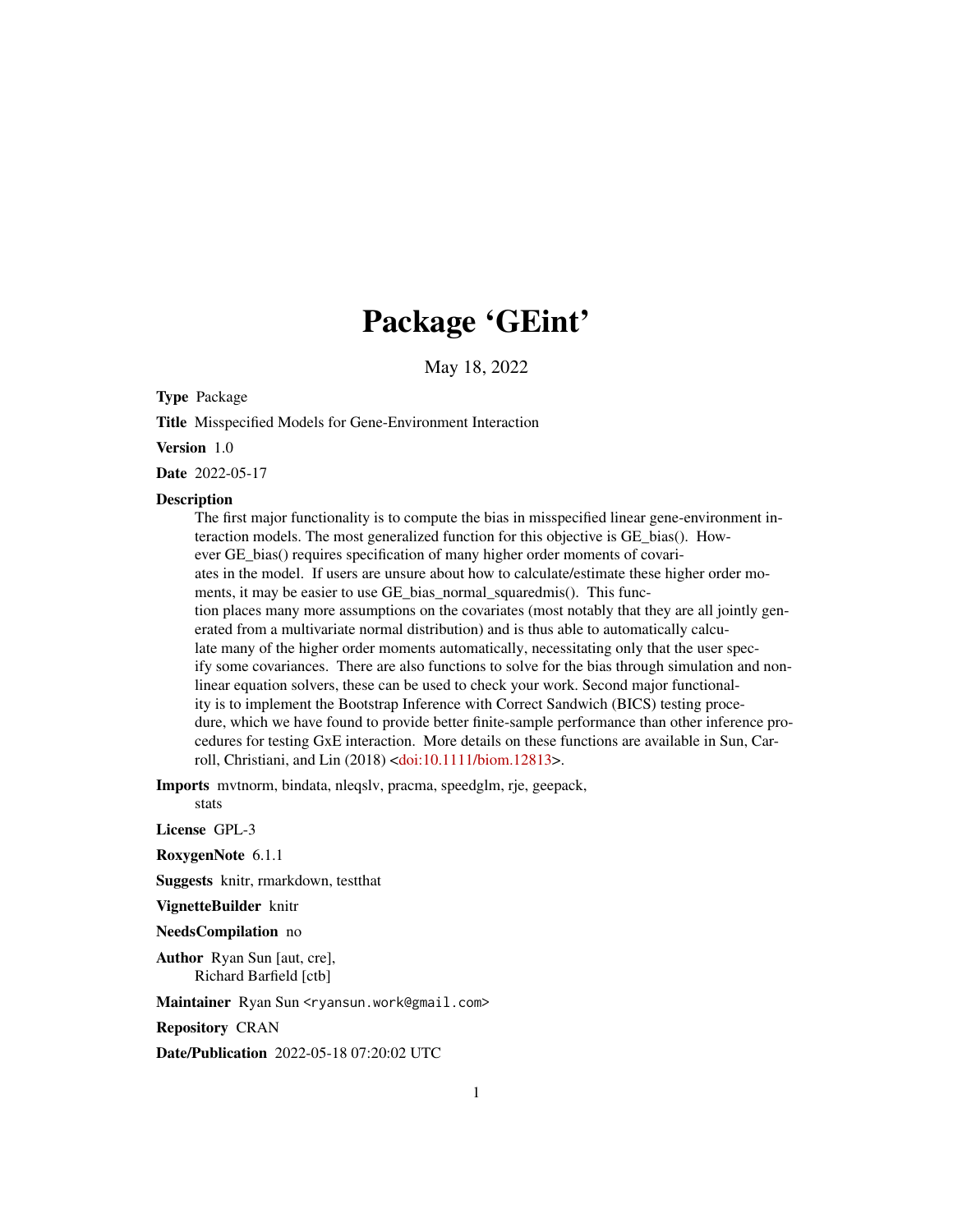# Package 'GEint'

May 18, 2022

**Type** Package

**Title** Misspecified Models for Gene-Environment Interaction

**Version** 1.0

**Date** 2022-05-17

**Description** The first major functionality is to compute the bias in misspecified linear gene-environment interaction models. The most generalized function for this objective is GE_bias(). However GE_bias() requires specification of many higher order moments of covariates in the model. If users are unsure about how to calculate/estimate these higher order moments, it may be easier to use GE_bias_normal_squaredmis(). This function places many more assumptions on the covariates (most notably that they are all jointly generated from a multivariate normal distribution) and is thus able to automatically calculate many of the higher order moments automatically, necessitating only that the user specify some covariances. There are also functions to solve for the bias through simulation and non-linear equation solvers, these can be used to check your work. Second major functionality is to implement the Bootstrap Inference with Correct Sandwich (BICS) testing procedure, which we have found to provide better finite-sample performance than other inference procedures for testing GxE interaction. More details on these functions are available in Sun, Carroll, Christiani, and Lin (2018) <doi:10.1111/biom.12813>.

**Imports** mvtnorm, bindata, nleqslv, pracma, speedglm, rje, geepack, stats

**License** GPL-3

**RoxygenNote** 6.1.1

**Suggests** knitr, rmarkdown, testthat

**VignetteBuilder** knitr

**NeedsCompilation** no

**Author** Ryan Sun [aut, cre], Richard Barfield [ctb]

**Maintainer** Ryan Sun <ryansun.work@gmail.com>

**Repository** CRAN

**Date/Publication** 2022-05-18 07:20:02 UTC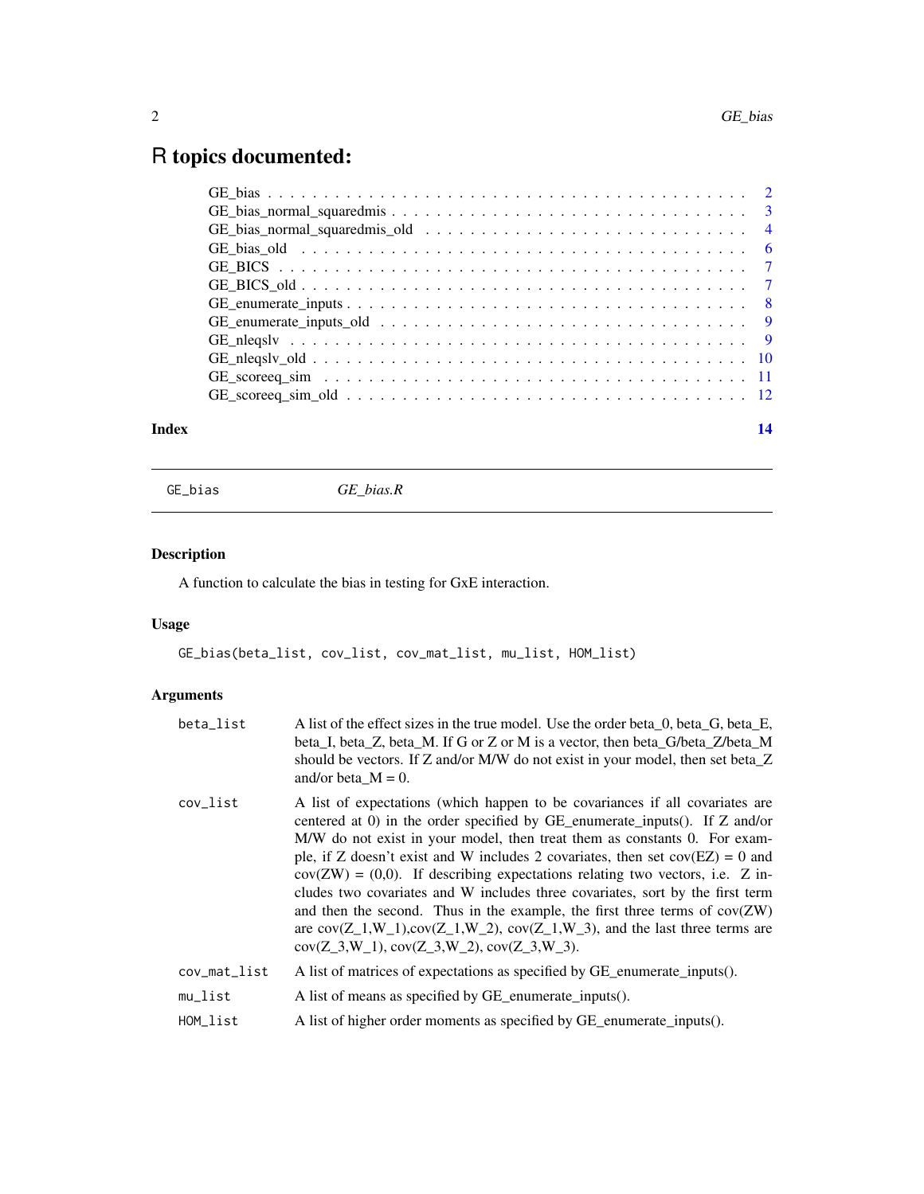# R topics documented:

| | |
|---|---|
| GE_bias | 2 |
| GE_bias_normal_squaredmis | 3 |
| GE_bias_normal_squaredmis_old | 4 |
| GE_bias_old | 6 |
| GE_BICS | 7 |
| GE_BICS_old | 7 |
| GE_enumerate_inputs | 8 |
| GE_enumerate_inputs_old | 9 |
| GE_nleqslv | 9 |
| GE_nleqslv_old | 10 |
| GE_scoreeq_sim | 11 |
| GE_scoreeq_sim_old | 12 |
| **Index** | **14** |

---

GE_bias    *GE_bias.R*

---

## Description

A function to calculate the bias in testing for GxE interaction.

## Usage

```
GE_bias(beta_list, cov_list, cov_mat_list, mu_list, HOM_list)
```

## Arguments

| | |
|---|---|
| `beta_list` | A list of the effect sizes in the true model. Use the order beta_0, beta_G, beta_E, beta_I, beta_Z, beta_M. If G or Z or M is a vector, then beta_G/beta_Z/beta_M should be vectors. If Z and/or M/W do not exist in your model, then set beta_Z and/or beta_M = 0. |
| `cov_list` | A list of expectations (which happen to be covariances if all covariates are centered at 0) in the order specified by GE_enumerate_inputs(). If Z and/or M/W do not exist in your model, then treat them as constants 0. For example, if Z doesn't exist and W includes 2 covariates, then set cov(EZ) = 0 and cov(ZW) = (0,0). If describing expectations relating two vectors, i.e. Z includes two covariates and W includes three covariates, sort by the first term and then the second. Thus in the example, the first three terms of cov(ZW) are cov(Z_1,W_1),cov(Z_1,W_2), cov(Z_1,W_3), and the last three terms are cov(Z_3,W_1), cov(Z_3,W_2), cov(Z_3,W_3). |
| `cov_mat_list` | A list of matrices of expectations as specified by GE_enumerate_inputs(). |
| `mu_list` | A list of means as specified by GE_enumerate_inputs(). |
| `HOM_list` | A list of higher order moments as specified by GE_enumerate_inputs(). |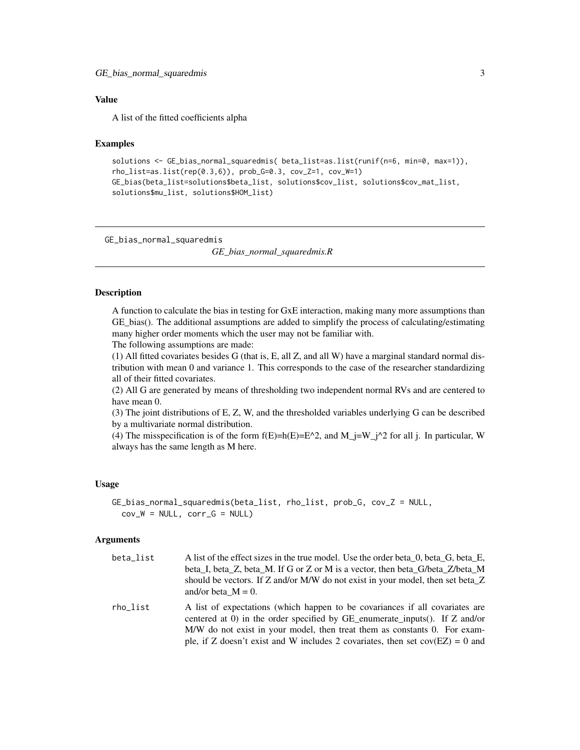### Value

A list of the fitted coefficients alpha

### Examples

```
solutions <- GE_bias_normal_squaredmis( beta_list=as.list(runif(n=6, min=0, max=1)),
rho_list=as.list(rep(0.3,6)), prob_G=0.3, cov_Z=1, cov_W=1)
GE_bias(beta_list=solutions$beta_list, solutions$cov_list, solutions$cov_mat_list,
solutions$mu_list, solutions$HOM_list)
```

---

## GE_bias_normal_squaredmis — *GE_bias_normal_squaredmis.R*

---

### Description

A function to calculate the bias in testing for GxE interaction, making many more assumptions than GE_bias(). The additional assumptions are added to simplify the process of calculating/estimating many higher order moments which the user may not be familiar with.

The following assumptions are made:

(1) All fitted covariates besides G (that is, E, all Z, and all W) have a marginal standard normal distribution with mean 0 and variance 1. This corresponds to the case of the researcher standardizing all of their fitted covariates.

(2) All G are generated by means of thresholding two independent normal RVs and are centered to have mean 0.

(3) The joint distributions of E, Z, W, and the thresholded variables underlying G can be described by a multivariate normal distribution.

(4) The misspecification is of the form $f(E)=h(E)=E^2$, and $M_j=W_j^2$ for all j. In particular, W always has the same length as M here.

### Usage

```
GE_bias_normal_squaredmis(beta_list, rho_list, prob_G, cov_Z = NULL,
  cov_W = NULL, corr_G = NULL)
```

### Arguments

| | |
|---|---|
| beta_list | A list of the effect sizes in the true model. Use the order beta_0, beta_G, beta_E, beta_I, beta_Z, beta_M. If G or Z or M is a vector, then beta_G/beta_Z/beta_M should be vectors. If Z and/or M/W do not exist in your model, then set beta_Z and/or beta_M = 0. |
| rho_list | A list of expectations (which happen to be covariances if all covariates are centered at 0) in the order specified by GE_enumerate_inputs(). If Z and/or M/W do not exist in your model, then treat them as constants 0. For example, if Z doesn't exist and W includes 2 covariates, then set cov(EZ) = 0 and |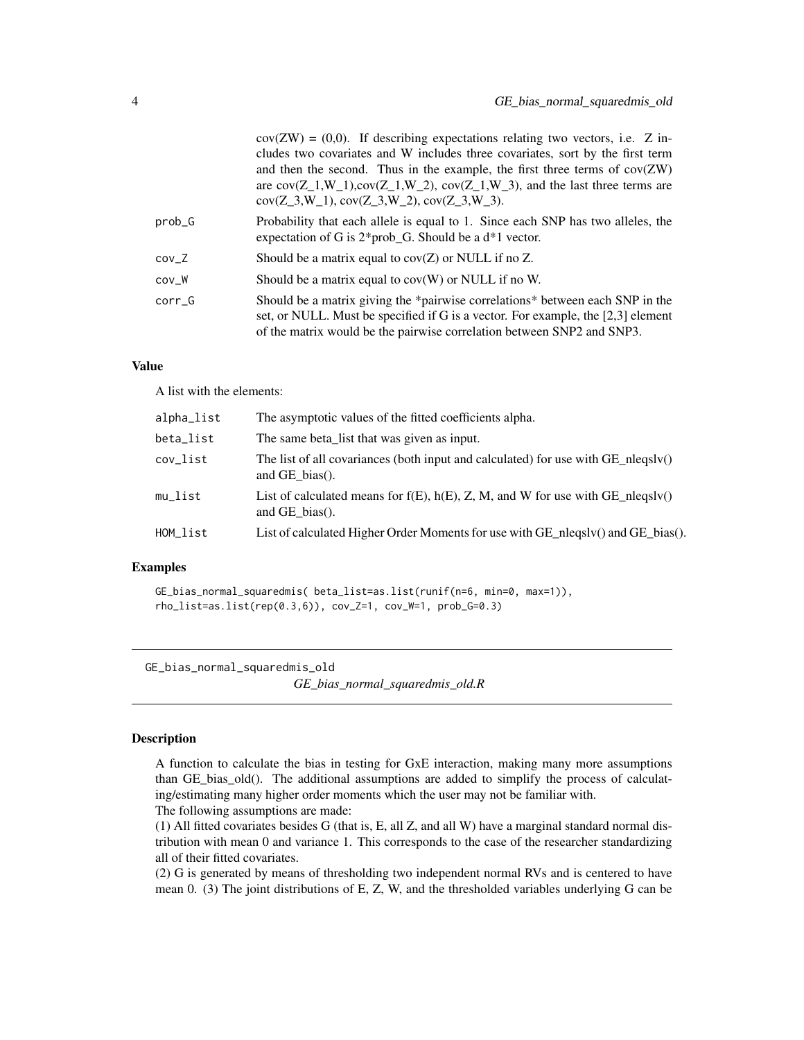cov(ZW) = (0,0). If describing expectations relating two vectors, i.e. Z includes two covariates and W includes three covariates, sort by the first term and then the second. Thus in the example, the first three terms of cov(ZW) are cov(Z_1,W_1),cov(Z_1,W_2), cov(Z_1,W_3), and the last three terms are cov(Z_3,W_1), cov(Z_3,W_2), cov(Z_3,W_3).

| | |
|---|---|
| prob_G | Probability that each allele is equal to 1. Since each SNP has two alleles, the expectation of G is 2*prob_G. Should be a d*1 vector. |
| cov_Z | Should be a matrix equal to cov(Z) or NULL if no Z. |
| cov_W | Should be a matrix equal to cov(W) or NULL if no W. |
| corr_G | Should be a matrix giving the *pairwise correlations* between each SNP in the set, or NULL. Must be specified if G is a vector. For example, the [2,3] element of the matrix would be the pairwise correlation between SNP2 and SNP3. |

### Value

A list with the elements:

| | |
|---|---|
| alpha_list | The asymptotic values of the fitted coefficients alpha. |
| beta_list | The same beta_list that was given as input. |
| cov_list | The list of all covariances (both input and calculated) for use with GE_nleqslv() and GE_bias(). |
| mu_list | List of calculated means for f(E), h(E), Z, M, and W for use with GE_nleqslv() and GE_bias(). |
| HOM_list | List of calculated Higher Order Moments for use with GE_nleqslv() and GE_bias(). |

### Examples

```
GE_bias_normal_squaredmis( beta_list=as.list(runif(n=6, min=0, max=1)),
rho_list=as.list(rep(0.3,6)), cov_Z=1, cov_W=1, prob_G=0.3)
```

## GE_bias_normal_squaredmis_old

*GE_bias_normal_squaredmis_old.R*

### Description

A function to calculate the bias in testing for GxE interaction, making many more assumptions than GE_bias_old(). The additional assumptions are added to simplify the process of calculating/estimating many higher order moments which the user may not be familiar with.

The following assumptions are made:

(1) All fitted covariates besides G (that is, E, all Z, and all W) have a marginal standard normal distribution with mean 0 and variance 1. This corresponds to the case of the researcher standardizing all of their fitted covariates.

(2) G is generated by means of thresholding two independent normal RVs and is centered to have mean 0. (3) The joint distributions of E, Z, W, and the thresholded variables underlying G can be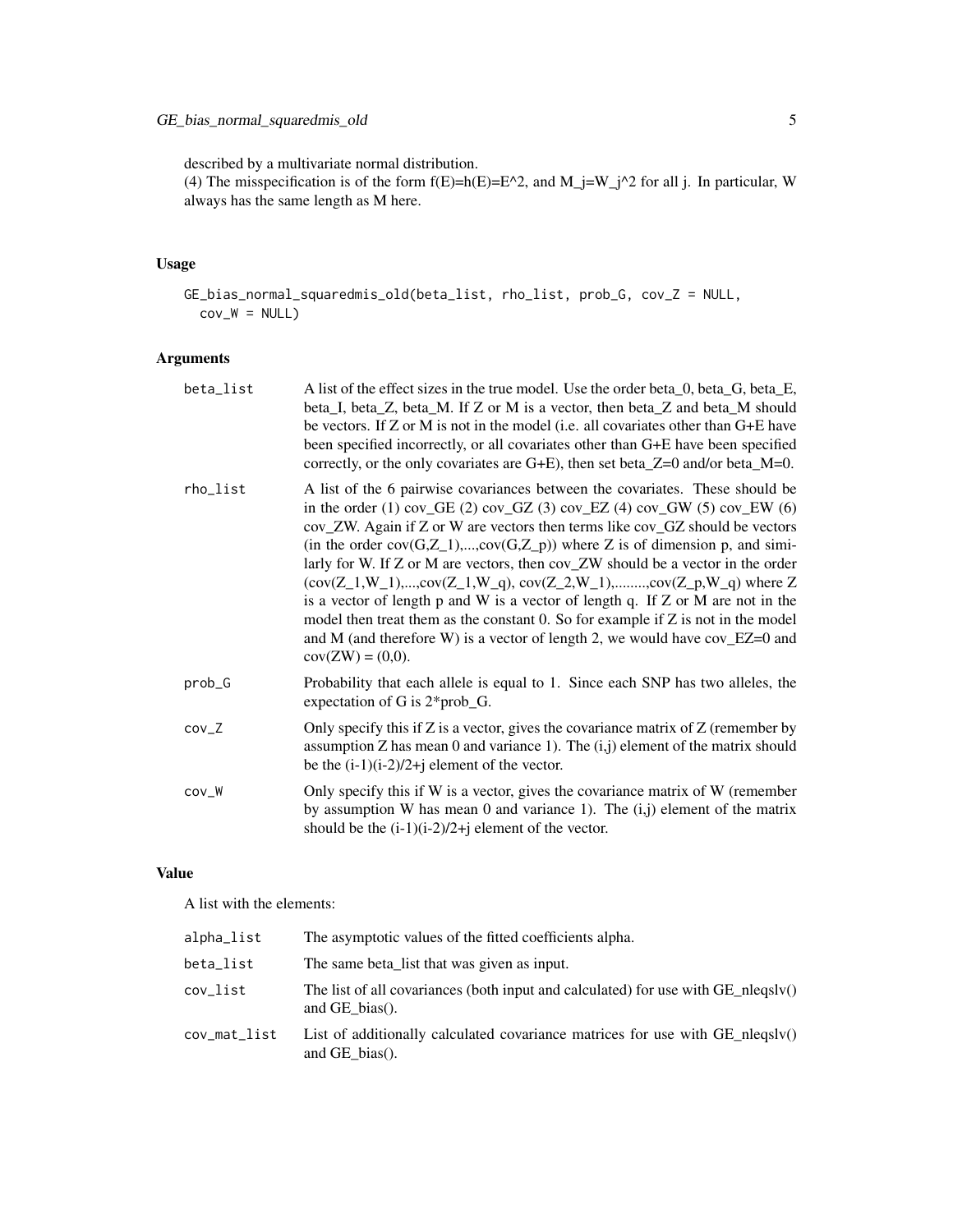described by a multivariate normal distribution.
(4) The misspecification is of the form $f(E)=h(E)=E^2$, and $M_j=W_j^2$ for all j. In particular, W always has the same length as M here.

## Usage

```
GE_bias_normal_squaredmis_old(beta_list, rho_list, prob_G, cov_Z = NULL,
  cov_W = NULL)
```

## Arguments

| | |
|---|---|
| beta_list | A list of the effect sizes in the true model. Use the order beta_0, beta_G, beta_E, beta_I, beta_Z, beta_M. If Z or M is a vector, then beta_Z and beta_M should be vectors. If Z or M is not in the model (i.e. all covariates other than G+E have been specified incorrectly, or all covariates other than G+E have been specified correctly, or the only covariates are G+E), then set beta_Z=0 and/or beta_M=0. |
| rho_list | A list of the 6 pairwise covariances between the covariates. These should be in the order (1) cov_GE (2) cov_GZ (3) cov_EZ (4) cov_GW (5) cov_EW (6) cov_ZW. Again if Z or W are vectors then terms like cov_GZ should be vectors (in the order cov(G,Z_1),...,cov(G,Z_p)) where Z is of dimension p, and similarly for W. If Z or M are vectors, then cov_ZW should be a vector in the order (cov(Z_1,W_1),...,cov(Z_1,W_q), cov(Z_2,W_1),........,cov(Z_p,W_q) where Z is a vector of length p and W is a vector of length q. If Z or M are not in the model then treat them as the constant 0. So for example if Z is not in the model and M (and therefore W) is a vector of length 2, we would have cov_EZ=0 and cov(ZW) = (0,0). |
| prob_G | Probability that each allele is equal to 1. Since each SNP has two alleles, the expectation of G is 2*prob_G. |
| cov_Z | Only specify this if Z is a vector, gives the covariance matrix of Z (remember by assumption Z has mean 0 and variance 1). The (i,j) element of the matrix should be the (i-1)(i-2)/2+j element of the vector. |
| cov_W | Only specify this if W is a vector, gives the covariance matrix of W (remember by assumption W has mean 0 and variance 1). The (i,j) element of the matrix should be the (i-1)(i-2)/2+j element of the vector. |

## Value

A list with the elements:

| | |
|---|---|
| alpha_list | The asymptotic values of the fitted coefficients alpha. |
| beta_list | The same beta_list that was given as input. |
| cov_list | The list of all covariances (both input and calculated) for use with GE_nleqslv() and GE_bias(). |
| cov_mat_list | List of additionally calculated covariance matrices for use with GE_nleqslv() and GE_bias(). |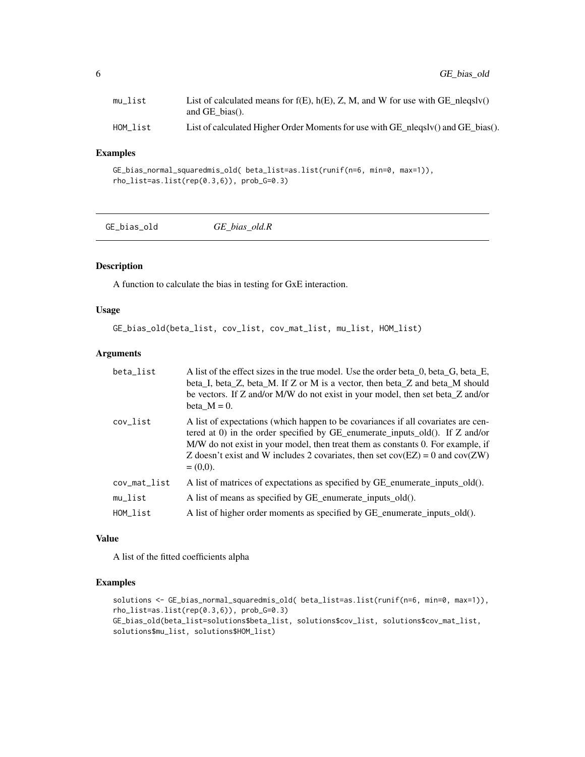| | |
|---|---|
| mu_list | List of calculated means for f(E), h(E), Z, M, and W for use with GE_nleqslv() and GE_bias(). |
| HOM_list | List of calculated Higher Order Moments for use with GE_nleqslv() and GE_bias(). |

### Examples

```
GE_bias_normal_squaredmis_old( beta_list=as.list(runif(n=6, min=0, max=1)),
rho_list=as.list(rep(0.3,6)), prob_G=0.3)
```

---

## GE_bias_old    *GE_bias_old.R*

---

### Description

A function to calculate the bias in testing for GxE interaction.

### Usage

```
GE_bias_old(beta_list, cov_list, cov_mat_list, mu_list, HOM_list)
```

### Arguments

| | |
|---|---|
| beta_list | A list of the effect sizes in the true model. Use the order beta_0, beta_G, beta_E, beta_I, beta_Z, beta_M. If Z or M is a vector, then beta_Z and beta_M should be vectors. If Z and/or M/W do not exist in your model, then set beta_Z and/or beta_M = 0. |
| cov_list | A list of expectations (which happen to be covariances if all covariates are centered at 0) in the order specified by GE_enumerate_inputs_old(). If Z and/or M/W do not exist in your model, then treat them as constants 0. For example, if Z doesn't exist and W includes 2 covariates, then set cov(EZ) = 0 and cov(ZW) = (0,0). |
| cov_mat_list | A list of matrices of expectations as specified by GE_enumerate_inputs_old(). |
| mu_list | A list of means as specified by GE_enumerate_inputs_old(). |
| HOM_list | A list of higher order moments as specified by GE_enumerate_inputs_old(). |

### Value

A list of the fitted coefficients alpha

### Examples

```
solutions <- GE_bias_normal_squaredmis_old( beta_list=as.list(runif(n=6, min=0, max=1)),
rho_list=as.list(rep(0.3,6)), prob_G=0.3)
GE_bias_old(beta_list=solutions$beta_list, solutions$cov_list, solutions$cov_mat_list,
solutions$mu_list, solutions$HOM_list)
```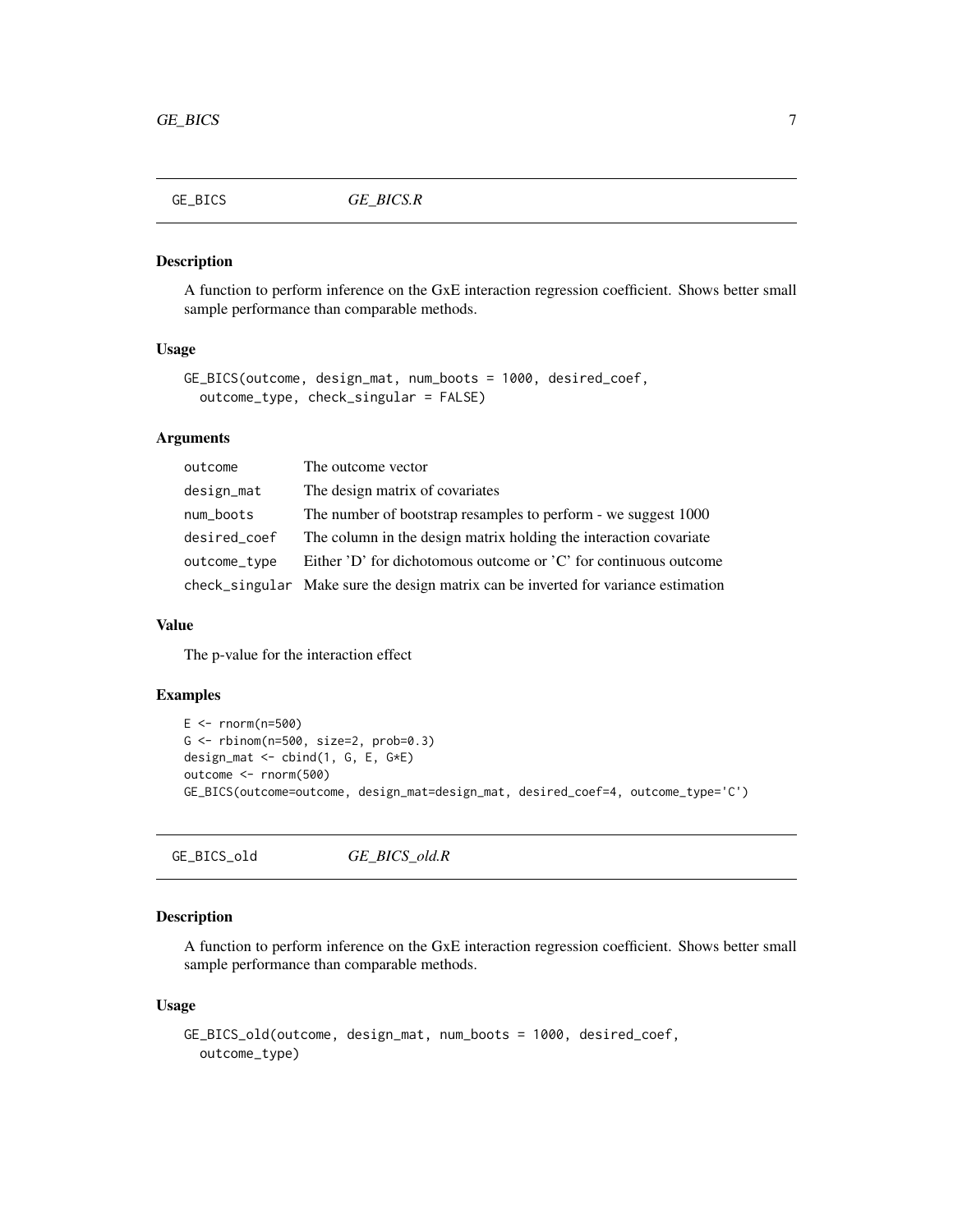## GE_BICS *GE_BICS.R*

### Description

A function to perform inference on the GxE interaction regression coefficient. Shows better small sample performance than comparable methods.

### Usage

```
GE_BICS(outcome, design_mat, num_boots = 1000, desired_coef,
  outcome_type, check_singular = FALSE)
```

### Arguments

| | |
|---|---|
| outcome | The outcome vector |
| design_mat | The design matrix of covariates |
| num_boots | The number of bootstrap resamples to perform - we suggest 1000 |
| desired_coef | The column in the design matrix holding the interaction covariate |
| outcome_type | Either 'D' for dichotomous outcome or 'C' for continuous outcome |
| check_singular | Make sure the design matrix can be inverted for variance estimation |

### Value

The p-value for the interaction effect

### Examples

```
E <- rnorm(n=500)
G <- rbinom(n=500, size=2, prob=0.3)
design_mat <- cbind(1, G, E, G*E)
outcome <- rnorm(500)
GE_BICS(outcome=outcome, design_mat=design_mat, desired_coef=4, outcome_type='C')
```

## GE_BICS_old *GE_BICS_old.R*

### Description

A function to perform inference on the GxE interaction regression coefficient. Shows better small sample performance than comparable methods.

### Usage

```
GE_BICS_old(outcome, design_mat, num_boots = 1000, desired_coef,
  outcome_type)
```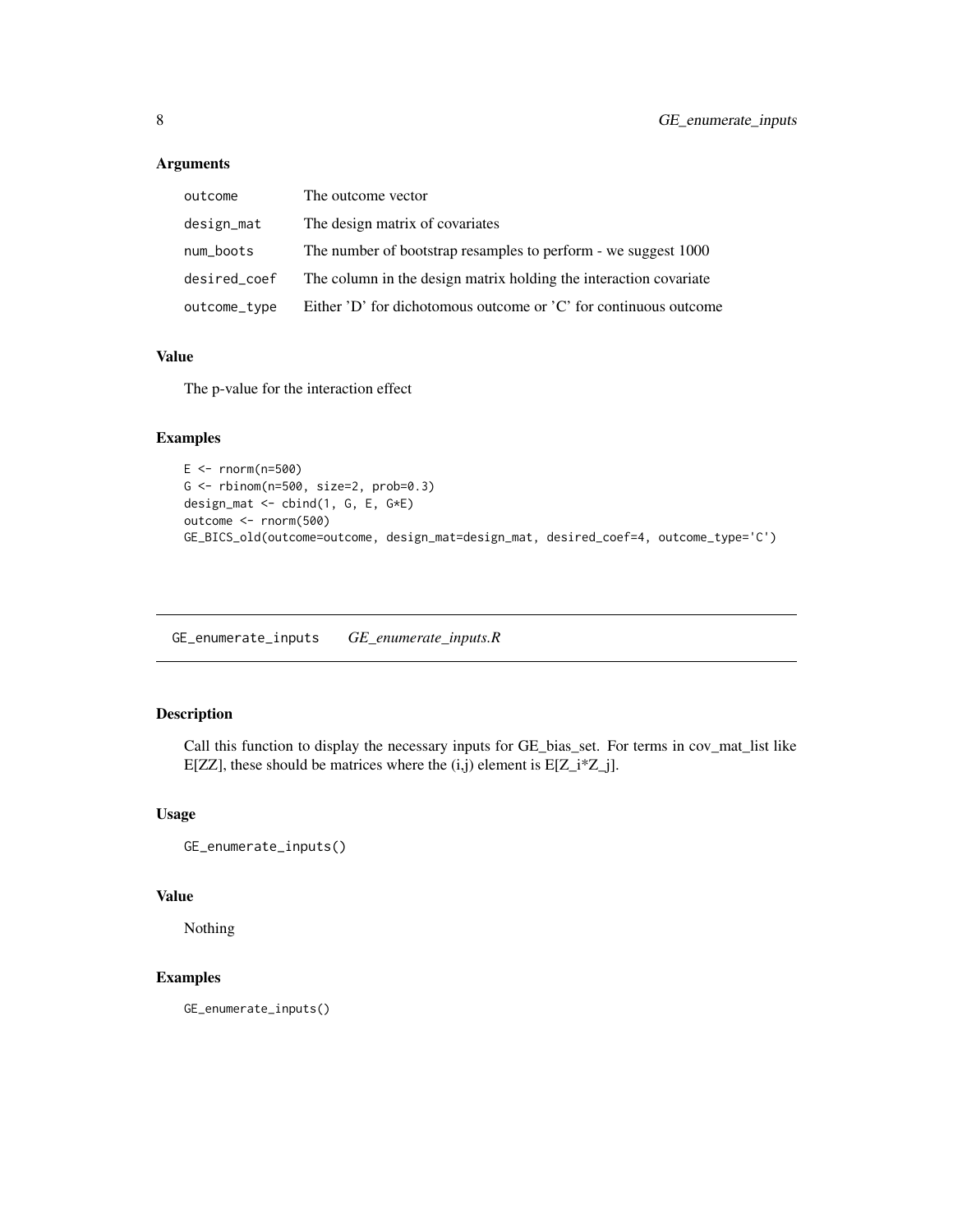### Arguments

| | |
|---|---|
| outcome | The outcome vector |
| design_mat | The design matrix of covariates |
| num_boots | The number of bootstrap resamples to perform - we suggest 1000 |
| desired_coef | The column in the design matrix holding the interaction covariate |
| outcome_type | Either 'D' for dichotomous outcome or 'C' for continuous outcome |

### Value

The p-value for the interaction effect

### Examples

```
E <- rnorm(n=500)
G <- rbinom(n=500, size=2, prob=0.3)
design_mat <- cbind(1, G, E, G*E)
outcome <- rnorm(500)
GE_BICS_old(outcome=outcome, design_mat=design_mat, desired_coef=4, outcome_type='C')
```

---

## GE_enumerate_inputs *GE_enumerate_inputs.R*

---

### Description

Call this function to display the necessary inputs for GE_bias_set. For terms in cov_mat_list like E[ZZ], these should be matrices where the (i,j) element is E[Z_i*Z_j].

### Usage

```
GE_enumerate_inputs()
```

### Value

Nothing

### Examples

```
GE_enumerate_inputs()
```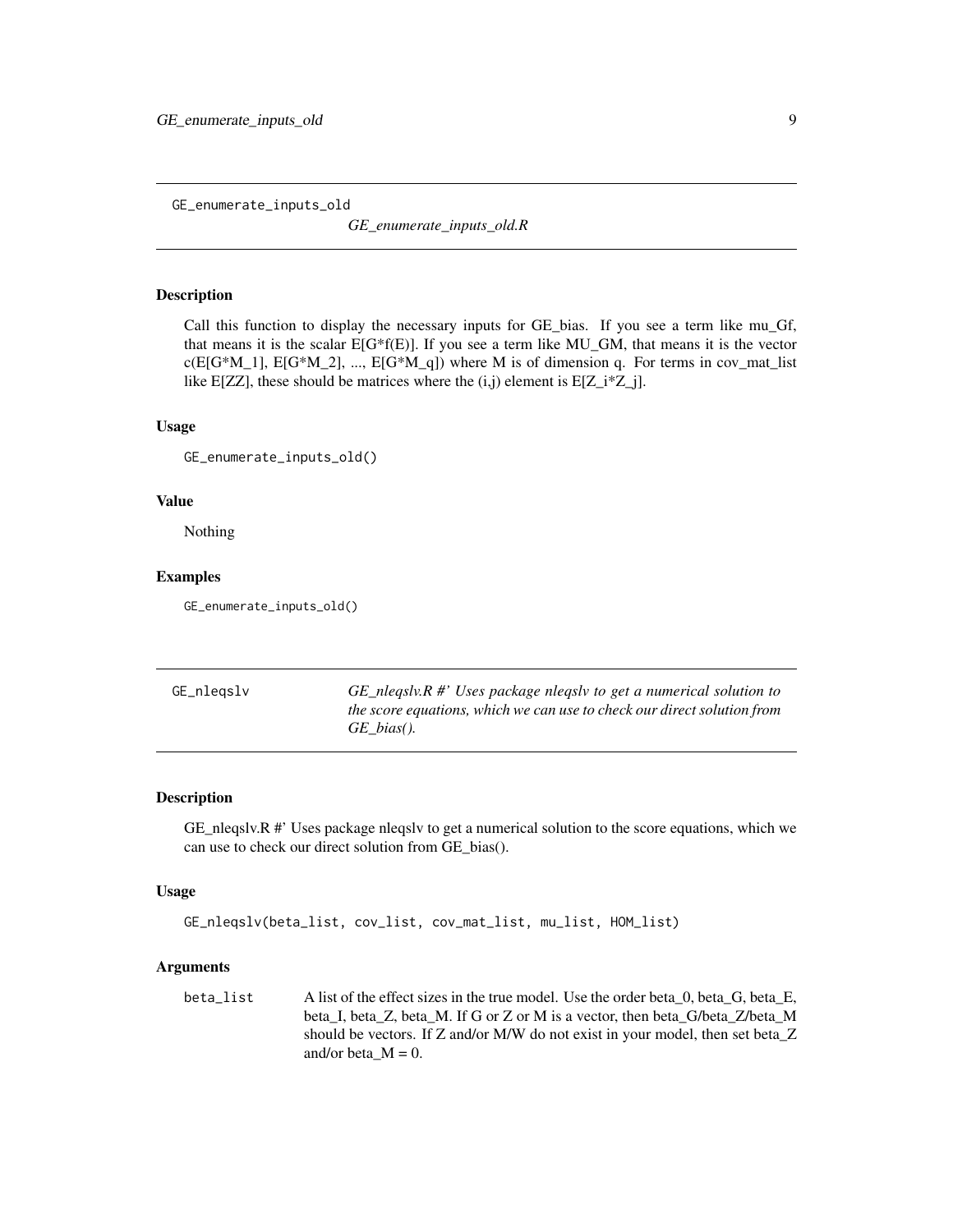## GE_enumerate_inputs_old

*GE_enumerate_inputs_old.R*

### Description

Call this function to display the necessary inputs for GE_bias. If you see a term like mu_Gf, that means it is the scalar E[G*f(E)]. If you see a term like MU_GM, that means it is the vector c(E[G*M_1], E[G*M_2], ..., E[G*M_q]) where M is of dimension q. For terms in cov_mat_list like E[ZZ], these should be matrices where the (i,j) element is E[Z_i*Z_j].

### Usage

```
GE_enumerate_inputs_old()
```

### Value

Nothing

### Examples

```
GE_enumerate_inputs_old()
```

## GE_nleqslv

*GE_nleqslv.R #' Uses package nleqslv to get a numerical solution to the score equations, which we can use to check our direct solution from GE_bias().*

### Description

GE_nleqslv.R #' Uses package nleqslv to get a numerical solution to the score equations, which we can use to check our direct solution from GE_bias().

### Usage

```
GE_nleqslv(beta_list, cov_list, cov_mat_list, mu_list, HOM_list)
```

### Arguments

beta_list
: A list of the effect sizes in the true model. Use the order beta_0, beta_G, beta_E, beta_I, beta_Z, beta_M. If G or Z or M is a vector, then beta_G/beta_Z/beta_M should be vectors. If Z and/or M/W do not exist in your model, then set beta_Z and/or beta_M = 0.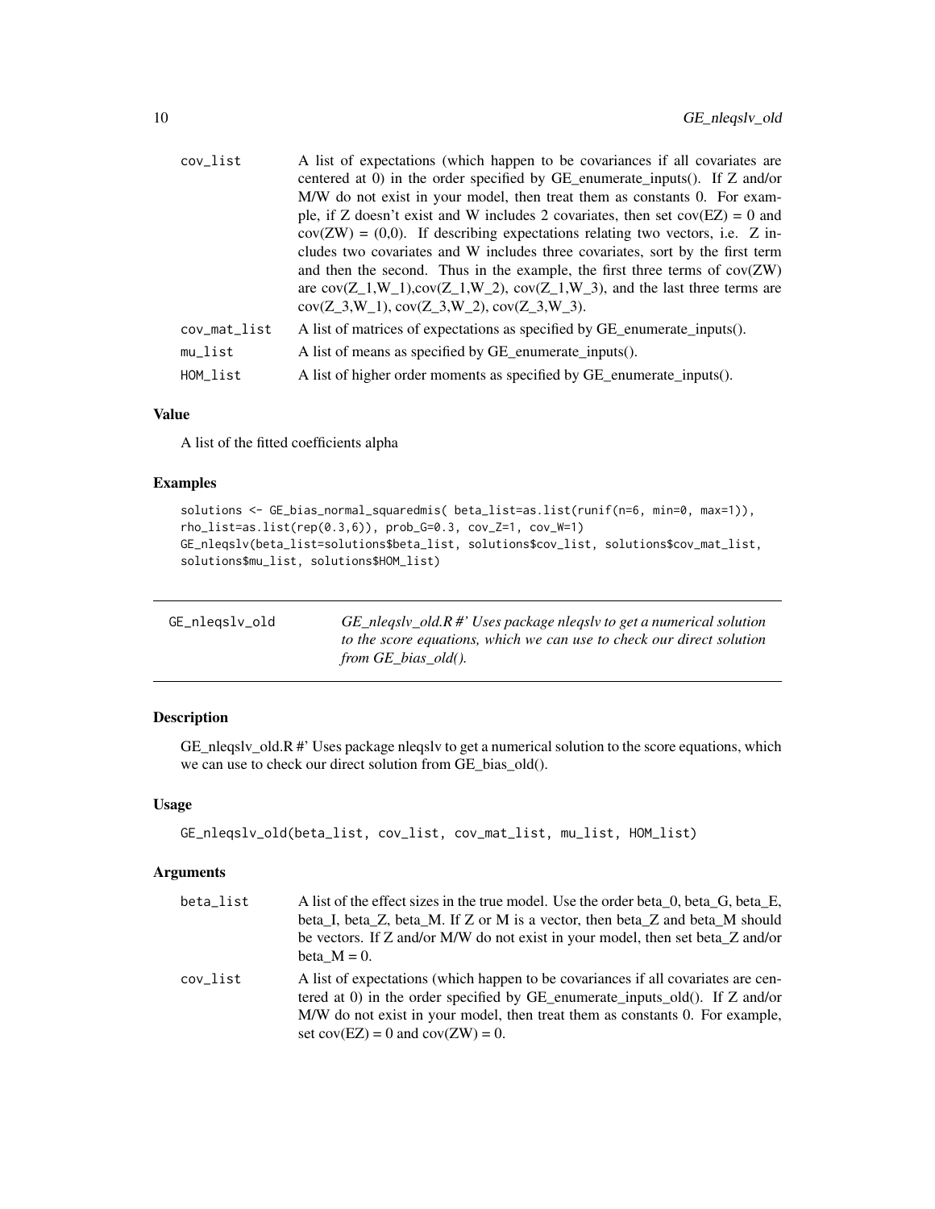| | |
|---|---|
| cov_list | A list of expectations (which happen to be covariances if all covariates are centered at 0) in the order specified by GE_enumerate_inputs(). If Z and/or M/W do not exist in your model, then treat them as constants 0. For example, if Z doesn't exist and W includes 2 covariates, then set cov(EZ) = 0 and cov(ZW) = (0,0). If describing expectations relating two vectors, i.e. Z includes two covariates and W includes three covariates, sort by the first term and then the second. Thus in the example, the first three terms of cov(ZW) are cov(Z_1,W_1),cov(Z_1,W_2), cov(Z_1,W_3), and the last three terms are cov(Z_3,W_1), cov(Z_3,W_2), cov(Z_3,W_3). |
| cov_mat_list | A list of matrices of expectations as specified by GE_enumerate_inputs(). |
| mu_list | A list of means as specified by GE_enumerate_inputs(). |
| HOM_list | A list of higher order moments as specified by GE_enumerate_inputs(). |

### Value

A list of the fitted coefficients alpha

### Examples

```
solutions <- GE_bias_normal_squaredmis( beta_list=as.list(runif(n=6, min=0, max=1)),
rho_list=as.list(rep(0.3,6)), prob_G=0.3, cov_Z=1, cov_W=1)
GE_nleqslv(beta_list=solutions$beta_list, solutions$cov_list, solutions$cov_mat_list,
solutions$mu_list, solutions$HOM_list)
```

---

## GE_nleqslv_old

*GE_nleqslv_old.R #' Uses package nleqslv to get a numerical solution to the score equations, which we can use to check our direct solution from GE_bias_old().*

---

### Description

GE_nleqslv_old.R #' Uses package nleqslv to get a numerical solution to the score equations, which we can use to check our direct solution from GE_bias_old().

### Usage

```
GE_nleqslv_old(beta_list, cov_list, cov_mat_list, mu_list, HOM_list)
```

### Arguments

| | |
|---|---|
| beta_list | A list of the effect sizes in the true model. Use the order beta_0, beta_G, beta_E, beta_I, beta_Z, beta_M. If Z or M is a vector, then beta_Z and beta_M should be vectors. If Z and/or M/W do not exist in your model, then set beta_Z and/or beta_M = 0. |
| cov_list | A list of expectations (which happen to be covariances if all covariates are centered at 0) in the order specified by GE_enumerate_inputs_old(). If Z and/or M/W do not exist in your model, then treat them as constants 0. For example, set cov(EZ) = 0 and cov(ZW) = 0. |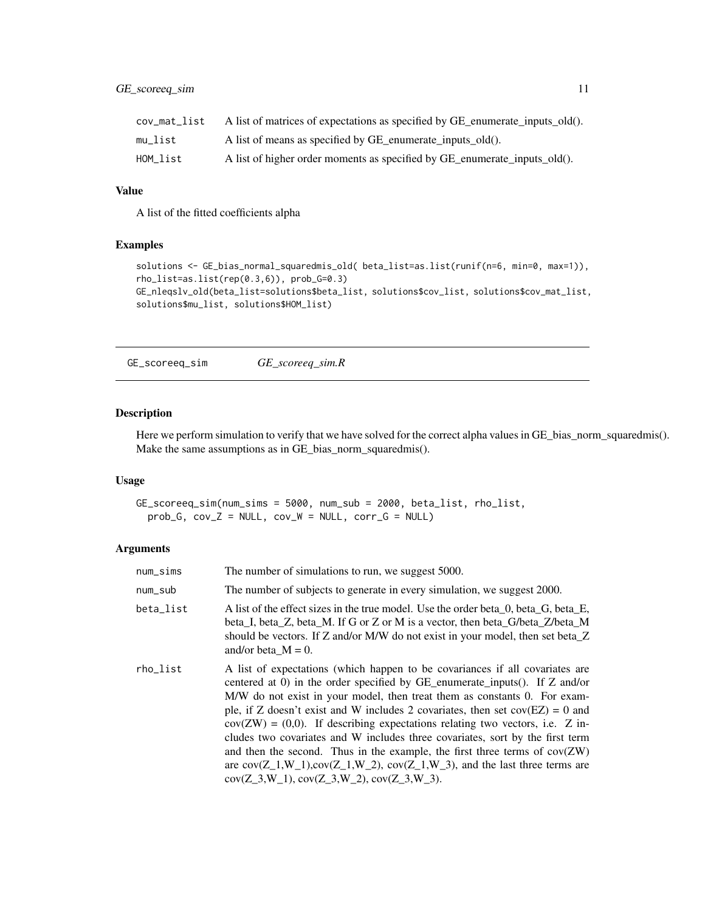| | |
|---|---|
| cov_mat_list | A list of matrices of expectations as specified by GE_enumerate_inputs_old(). |
| mu_list | A list of means as specified by GE_enumerate_inputs_old(). |
| HOM_list | A list of higher order moments as specified by GE_enumerate_inputs_old(). |

### Value

A list of the fitted coefficients alpha

### Examples

```
solutions <- GE_bias_normal_squaredmis_old( beta_list=as.list(runif(n=6, min=0, max=1)),
rho_list=as.list(rep(0.3,6)), prob_G=0.3)
GE_nleqslv_old(beta_list=solutions$beta_list, solutions$cov_list, solutions$cov_mat_list,
solutions$mu_list, solutions$HOM_list)
```

---

## GE_scoreeq_sim — *GE_scoreeq_sim.R*

---

### Description

Here we perform simulation to verify that we have solved for the correct alpha values in GE_bias_norm_squaredmis(). Make the same assumptions as in GE_bias_norm_squaredmis().

### Usage

```
GE_scoreeq_sim(num_sims = 5000, num_sub = 2000, beta_list, rho_list,
  prob_G, cov_Z = NULL, cov_W = NULL, corr_G = NULL)
```

### Arguments

| | |
|---|---|
| num_sims | The number of simulations to run, we suggest 5000. |
| num_sub | The number of subjects to generate in every simulation, we suggest 2000. |
| beta_list | A list of the effect sizes in the true model. Use the order beta_0, beta_G, beta_E, beta_I, beta_Z, beta_M. If G or Z or M is a vector, then beta_G/beta_Z/beta_M should be vectors. If Z and/or M/W do not exist in your model, then set beta_Z and/or beta_M = 0. |
| rho_list | A list of expectations (which happen to be covariances if all covariates are centered at 0) in the order specified by GE_enumerate_inputs(). If Z and/or M/W do not exist in your model, then treat them as constants 0. For example, if Z doesn't exist and W includes 2 covariates, then set cov(EZ) = 0 and cov(ZW) = (0,0). If describing expectations relating two vectors, i.e. Z includes two covariates and W includes three covariates, sort by the first term and then the second. Thus in the example, the first three terms of cov(ZW) are cov(Z_1,W_1),cov(Z_1,W_2), cov(Z_1,W_3), and the last three terms are cov(Z_3,W_1), cov(Z_3,W_2), cov(Z_3,W_3). |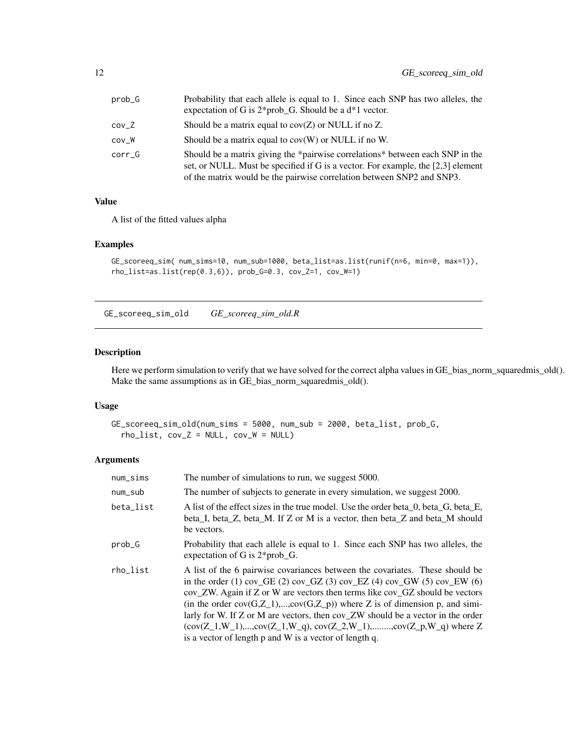| | |
|---|---|
| prob_G | Probability that each allele is equal to 1. Since each SNP has two alleles, the expectation of G is 2*prob_G. Should be a d*1 vector. |
| cov_Z | Should be a matrix equal to cov(Z) or NULL if no Z. |
| cov_W | Should be a matrix equal to cov(W) or NULL if no W. |
| corr_G | Should be a matrix giving the *pairwise correlations* between each SNP in the set, or NULL. Must be specified if G is a vector. For example, the [2,3] element of the matrix would be the pairwise correlation between SNP2 and SNP3. |

### Value

A list of the fitted values alpha

### Examples

```
GE_scoreeq_sim( num_sims=10, num_sub=1000, beta_list=as.list(runif(n=6, min=0, max=1)),
rho_list=as.list(rep(0.3,6)), prob_G=0.3, cov_Z=1, cov_W=1)
```

---

## GE_scoreeq_sim_old &nbsp;&nbsp;&nbsp; *GE_scoreeq_sim_old.R*

### Description

Here we perform simulation to verify that we have solved for the correct alpha values in GE_bias_norm_squaredmis_old(). Make the same assumptions as in GE_bias_norm_squaredmis_old().

### Usage

```
GE_scoreeq_sim_old(num_sims = 5000, num_sub = 2000, beta_list, prob_G,
  rho_list, cov_Z = NULL, cov_W = NULL)
```

### Arguments

| | |
|---|---|
| num_sims | The number of simulations to run, we suggest 5000. |
| num_sub | The number of subjects to generate in every simulation, we suggest 2000. |
| beta_list | A list of the effect sizes in the true model. Use the order beta_0, beta_G, beta_E, beta_I, beta_Z, beta_M. If Z or M is a vector, then beta_Z and beta_M should be vectors. |
| prob_G | Probability that each allele is equal to 1. Since each SNP has two alleles, the expectation of G is 2*prob_G. |
| rho_list | A list of the 6 pairwise covariances between the covariates. These should be in the order (1) cov_GE (2) cov_GZ (3) cov_EZ (4) cov_GW (5) cov_EW (6) cov_ZW. Again if Z or W are vectors then terms like cov_GZ should be vectors (in the order cov(G,Z_1),...,cov(G,Z_p)) where Z is of dimension p, and similarly for W. If Z or M are vectors, then cov_ZW should be a vector in the order (cov(Z_1,W_1),...,cov(Z_1,W_q), cov(Z_2,W_1),........,cov(Z_p,W_q) where Z is a vector of length p and W is a vector of length q. |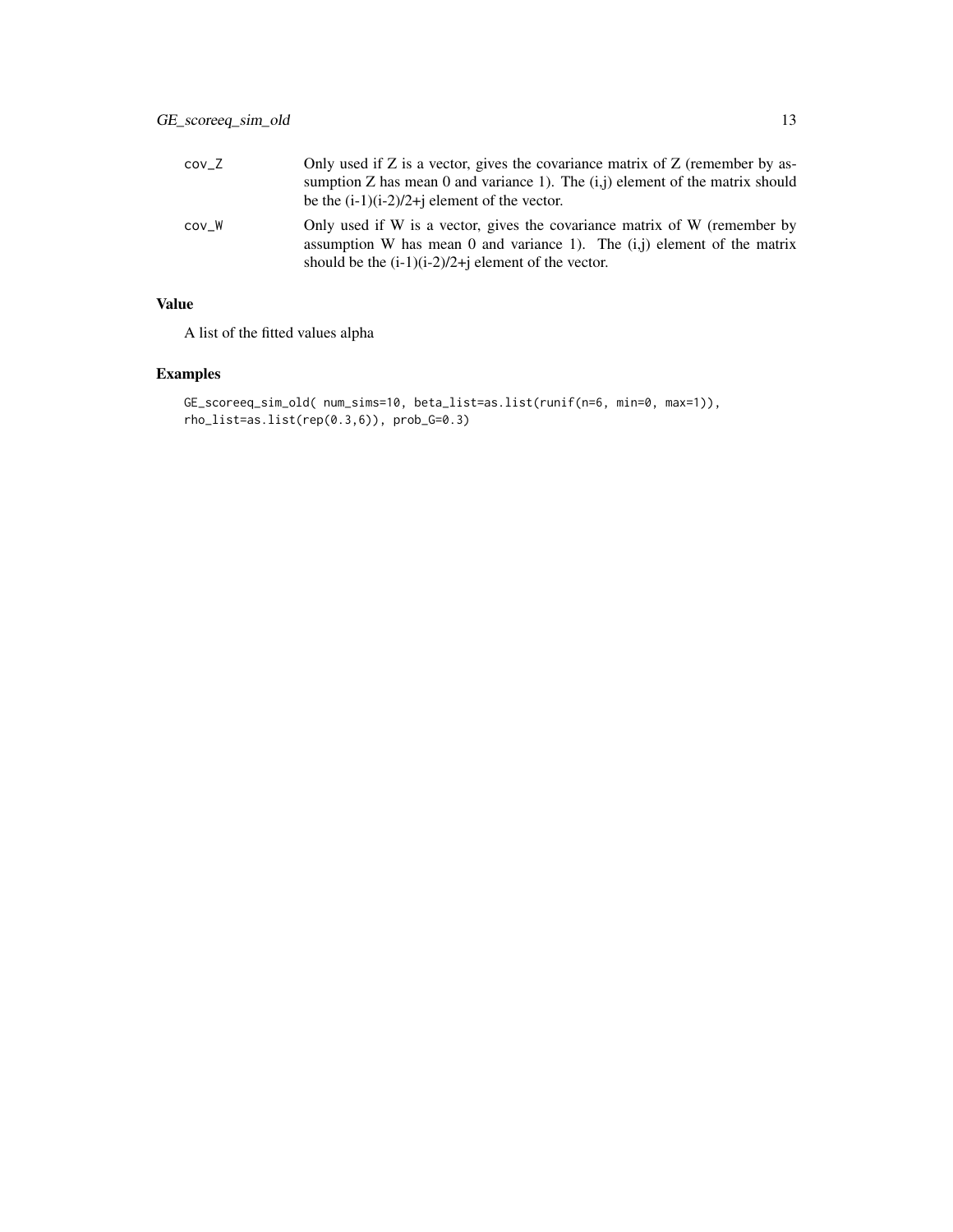| | |
|---|---|
| cov_Z | Only used if Z is a vector, gives the covariance matrix of Z (remember by assumption Z has mean 0 and variance 1). The (i,j) element of the matrix should be the (i-1)(i-2)/2+j element of the vector. |
| cov_W | Only used if W is a vector, gives the covariance matrix of W (remember by assumption W has mean 0 and variance 1). The (i,j) element of the matrix should be the (i-1)(i-2)/2+j element of the vector. |

## Value

A list of the fitted values alpha

## Examples

```
GE_scoreeq_sim_old( num_sims=10, beta_list=as.list(runif(n=6, min=0, max=1)),
rho_list=as.list(rep(0.3,6)), prob_G=0.3)
```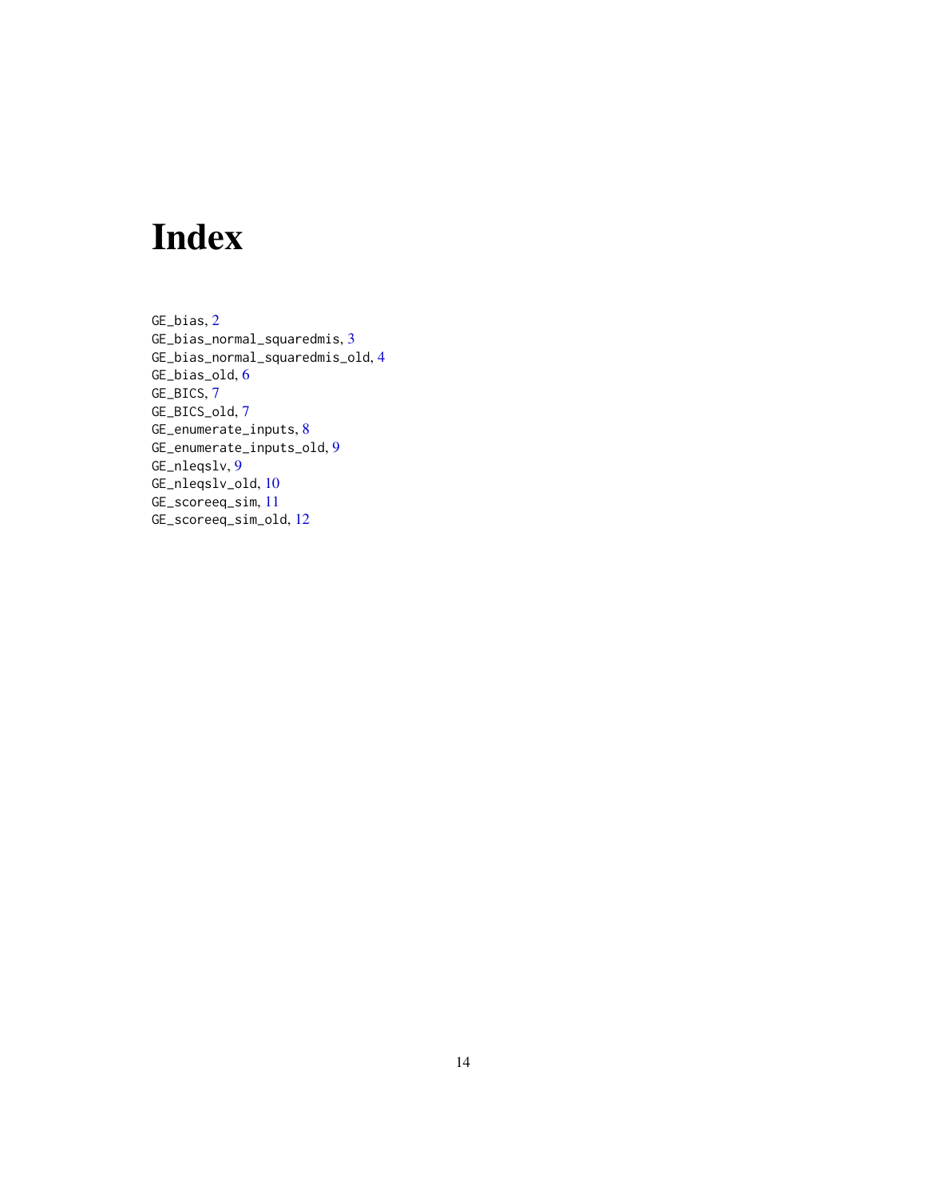# Index

GE_bias, 2
GE_bias_normal_squaredmis, 3
GE_bias_normal_squaredmis_old, 4
GE_bias_old, 6
GE_BICS, 7
GE_BICS_old, 7
GE_enumerate_inputs, 8
GE_enumerate_inputs_old, 9
GE_nleqslv, 9
GE_nleqslv_old, 10
GE_scoreeq_sim, 11
GE_scoreeq_sim_old, 12